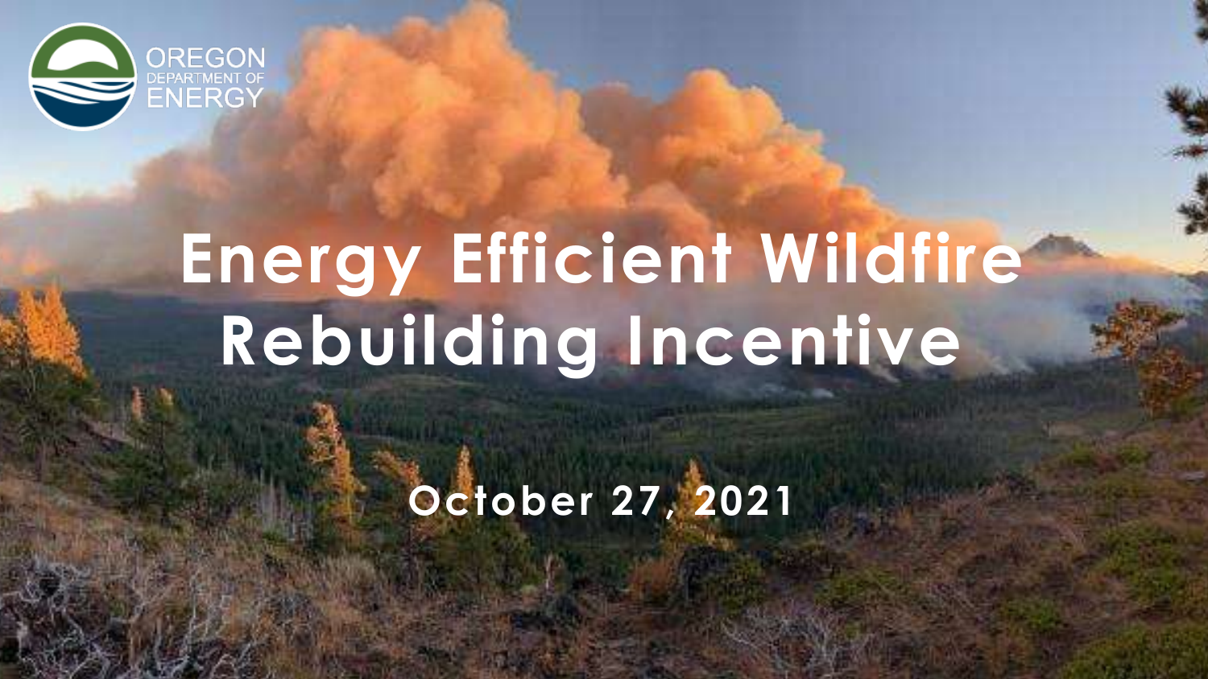OREGON DEPARTMENT OF ENERGY

# Energy Efficient Wildfire Rebuilding Incentive

October 27, 2021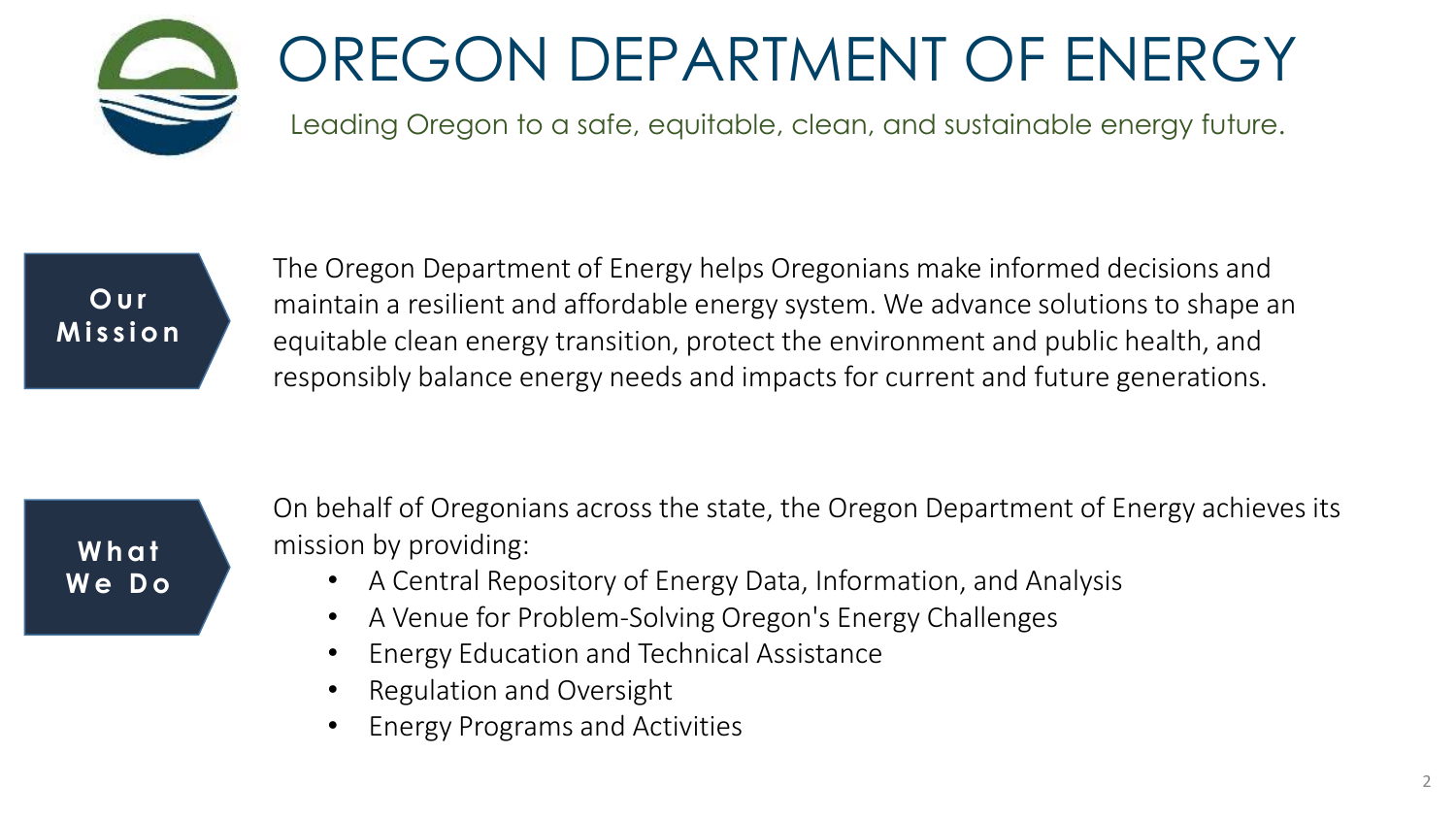# OREGON DEPARTMENT OF ENERGY

Leading Oregon to a safe, equitable, clean, and sustainable energy future.

**Our Mission**

The Oregon Department of Energy helps Oregonians make informed decisions and maintain a resilient and affordable energy system. We advance solutions to shape an equitable clean energy transition, protect the environment and public health, and responsibly balance energy needs and impacts for current and future generations.

**What We Do**

On behalf of Oregonians across the state, the Oregon Department of Energy achieves its mission by providing:

- A Central Repository of Energy Data, Information, and Analysis
- A Venue for Problem-Solving Oregon's Energy Challenges
- Energy Education and Technical Assistance
- Regulation and Oversight
- Energy Programs and Activities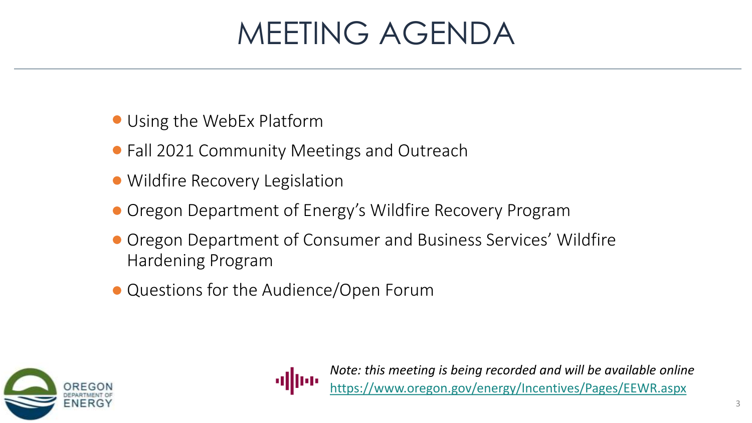# MEETING AGENDA

- Using the WebEx Platform
- Fall 2021 Community Meetings and Outreach
- Wildfire Recovery Legislation
- Oregon Department of Energy's Wildfire Recovery Program
- Oregon Department of Consumer and Business Services' Wildfire Hardening Program
- Questions for the Audience/Open Forum

*Note: this meeting is being recorded and will be available online*
https://www.oregon.gov/energy/Incentives/Pages/EEWR.aspx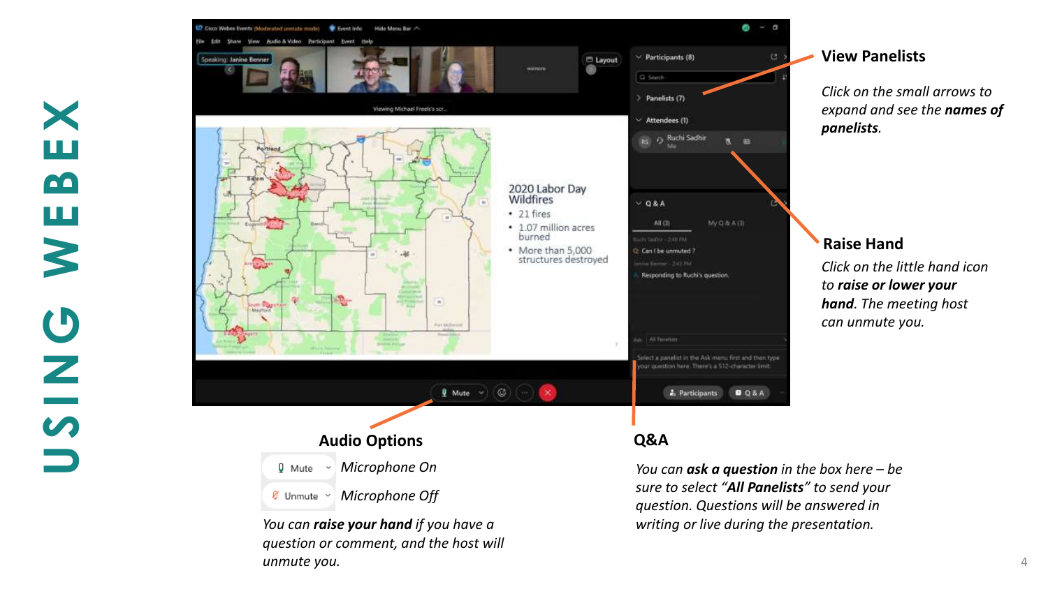# USING WEBEX

## View Panelists

*Click on the small arrows to expand and see the* ***names of panelists****.*

## Raise Hand

*Click on the little hand icon to* ***raise or lower your hand****. The meeting host can unmute you.*

## Audio Options

Mute — *Microphone On*

Unmute — *Microphone Off*

*You can* ***raise your hand*** *if you have a question or comment, and the host will unmute you.*

## Q&A

*You can* ***ask a question*** *in the box here – be sure to select "****All Panelists****" to send your question. Questions will be answered in writing or live during the presentation.*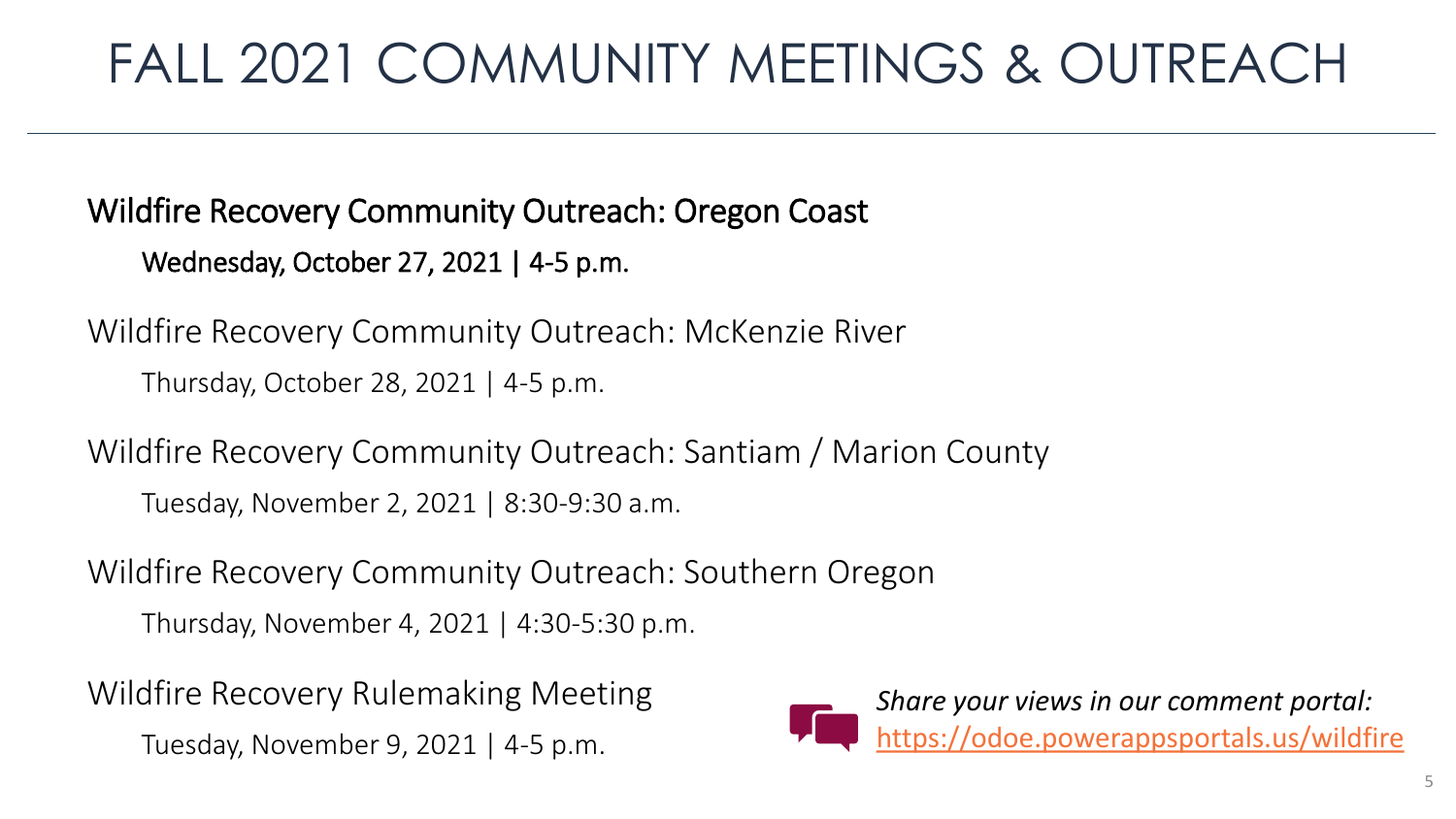# FALL 2021 COMMUNITY MEETINGS & OUTREACH

Wildfire Recovery Community Outreach: Oregon Coast

Wednesday, October 27, 2021 | 4-5 p.m.

Wildfire Recovery Community Outreach: McKenzie River

Thursday, October 28, 2021 | 4-5 p.m.

Wildfire Recovery Community Outreach: Santiam / Marion County

Tuesday, November 2, 2021 | 8:30-9:30 a.m.

Wildfire Recovery Community Outreach: Southern Oregon

Thursday, November 4, 2021 | 4:30-5:30 p.m.

Wildfire Recovery Rulemaking Meeting

Tuesday, November 9, 2021 | 4-5 p.m.

*Share your views in our comment portal:*
https://odoe.powerappsportals.us/wildfire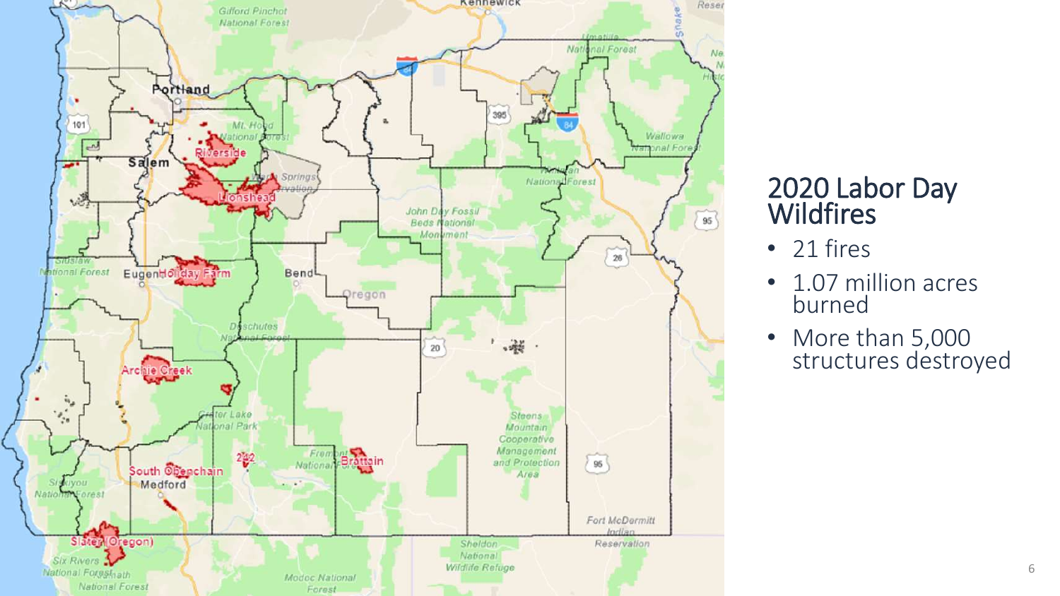## 2020 Labor Day Wildfires

- 21 fires
- 1.07 million acres burned
- More than 5,000 structures destroyed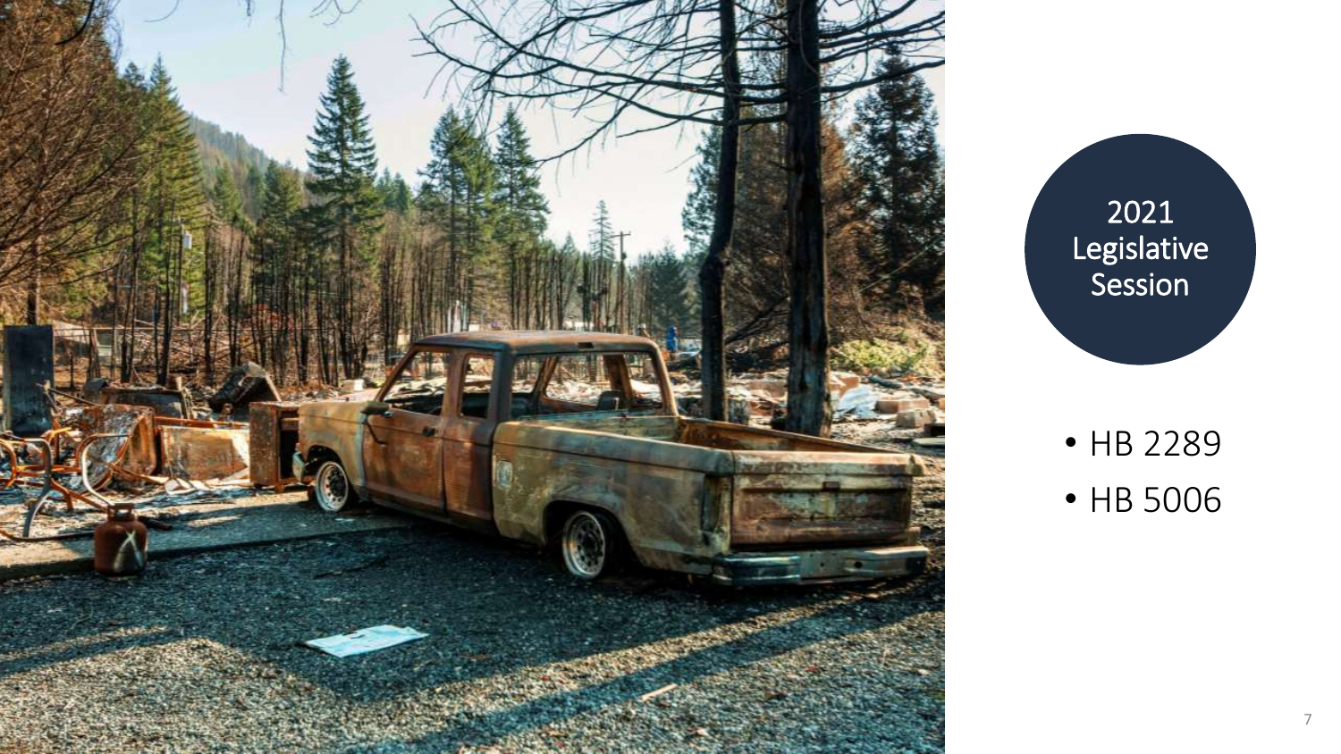# 2021 Legislative Session

- HB 2289
- HB 5006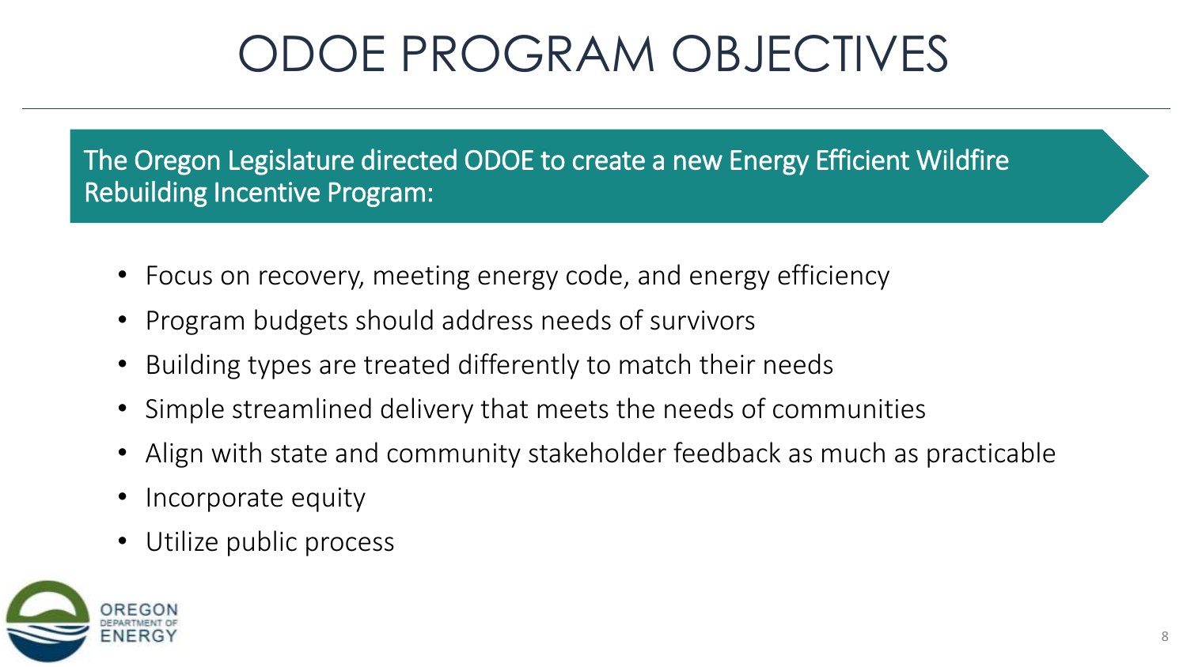# ODOE PROGRAM OBJECTIVES

The Oregon Legislature directed ODOE to create a new Energy Efficient Wildfire Rebuilding Incentive Program:

- Focus on recovery, meeting energy code, and energy efficiency
- Program budgets should address needs of survivors
- Building types are treated differently to match their needs
- Simple streamlined delivery that meets the needs of communities
- Align with state and community stakeholder feedback as much as practicable
- Incorporate equity
- Utilize public process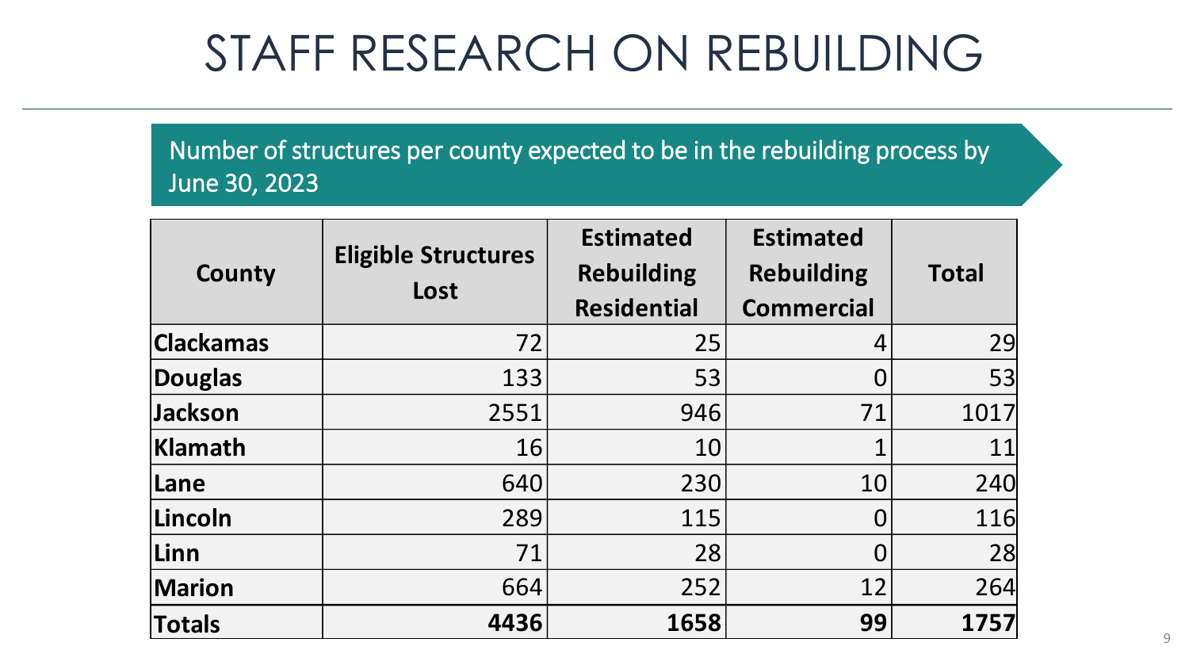# STAFF RESEARCH ON REBUILDING

Number of structures per county expected to be in the rebuilding process by June 30, 2023

| County | Eligible Structures Lost | Estimated Rebuilding Residential | Estimated Rebuilding Commercial | Total |
|---|---|---|---|---|
| **Clackamas** | 72 | 25 | 4 | 29 |
| **Douglas** | 133 | 53 | 0 | 53 |
| **Jackson** | 2551 | 946 | 71 | 1017 |
| **Klamath** | 16 | 10 | 1 | 11 |
| **Lane** | 640 | 230 | 10 | 240 |
| **Lincoln** | 289 | 115 | 0 | 116 |
| **Linn** | 71 | 28 | 0 | 28 |
| **Marion** | 664 | 252 | 12 | 264 |
| **Totals** | **4436** | **1658** | **99** | **1757** |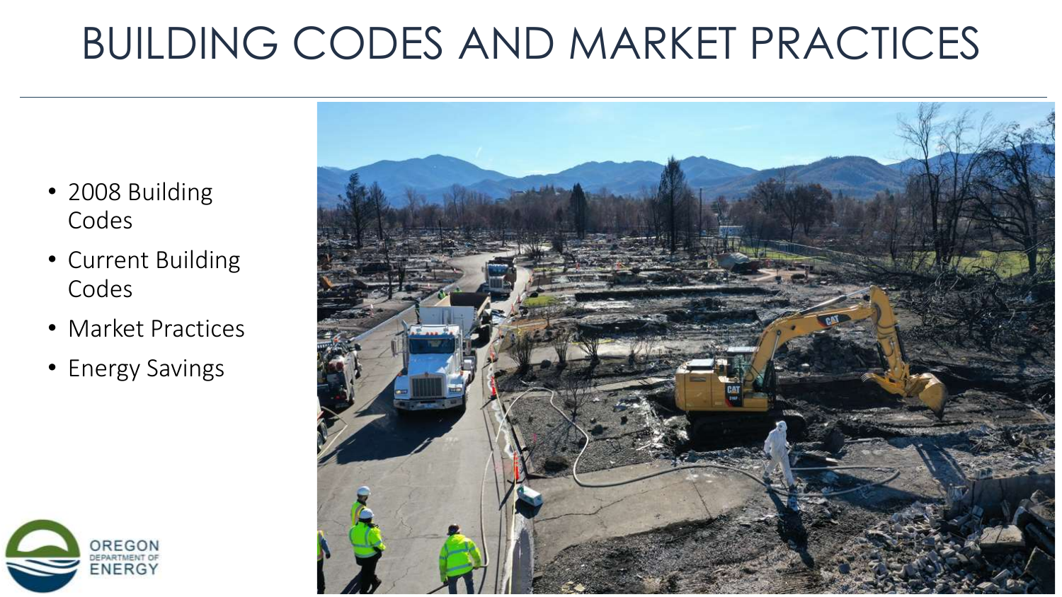# BUILDING CODES AND MARKET PRACTICES

- 2008 Building Codes
- Current Building Codes
- Market Practices
- Energy Savings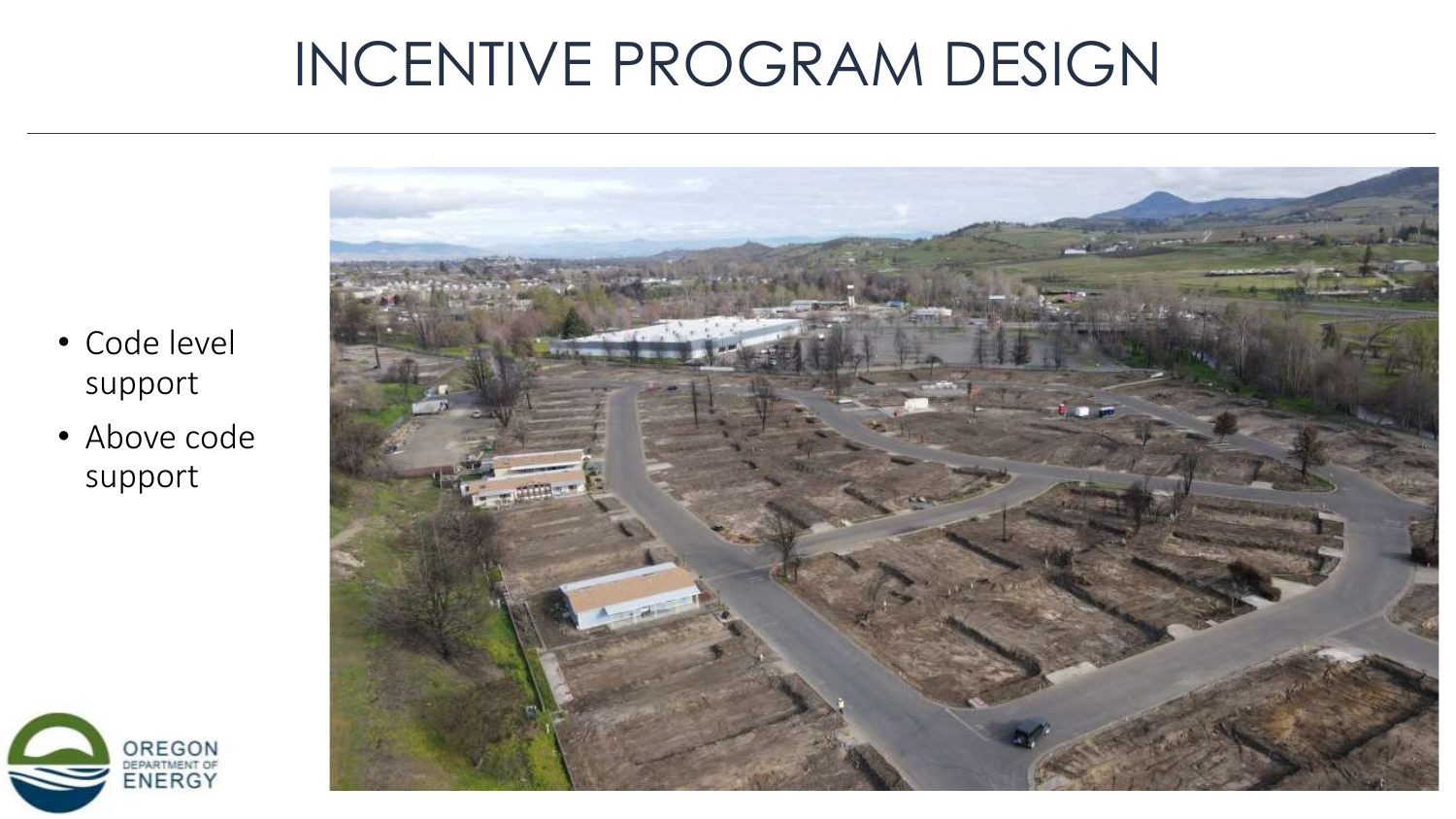# INCENTIVE PROGRAM DESIGN

- Code level support
- Above code support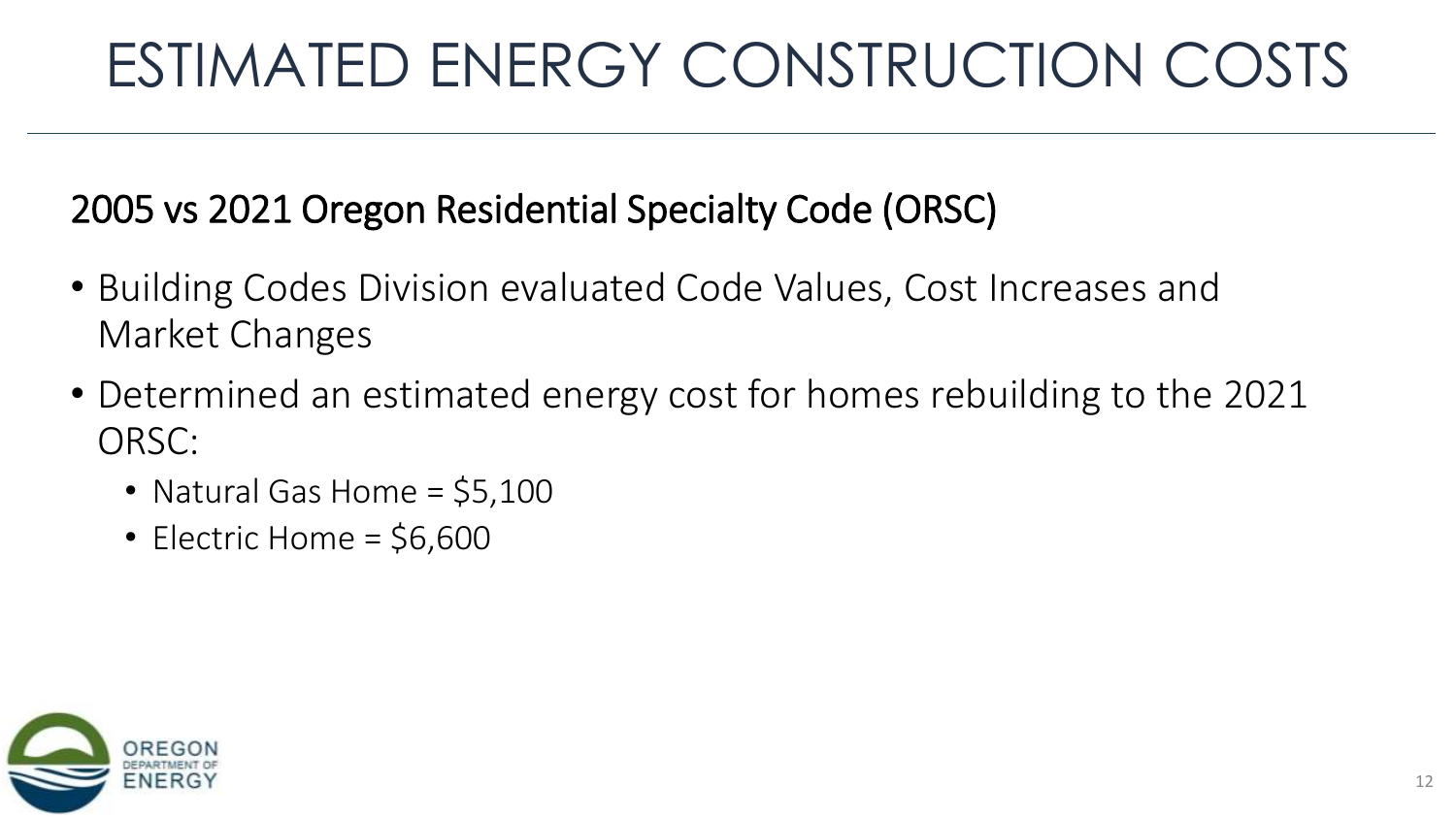# ESTIMATED ENERGY CONSTRUCTION COSTS

## 2005 vs 2021 Oregon Residential Specialty Code (ORSC)

- Building Codes Division evaluated Code Values, Cost Increases and Market Changes
- Determined an estimated energy cost for homes rebuilding to the 2021 ORSC:
  - Natural Gas Home = $5,100
  - Electric Home = $6,600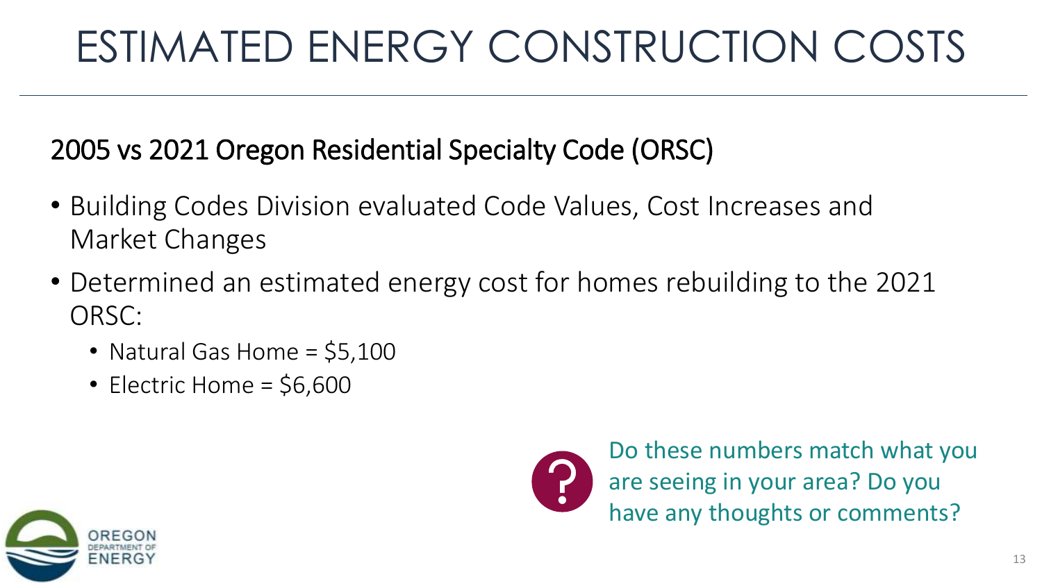# ESTIMATED ENERGY CONSTRUCTION COSTS

## 2005 vs 2021 Oregon Residential Specialty Code (ORSC)

- Building Codes Division evaluated Code Values, Cost Increases and Market Changes
- Determined an estimated energy cost for homes rebuilding to the 2021 ORSC:
  - Natural Gas Home = $5,100
  - Electric Home = $6,600

Do these numbers match what you are seeing in your area? Do you have any thoughts or comments?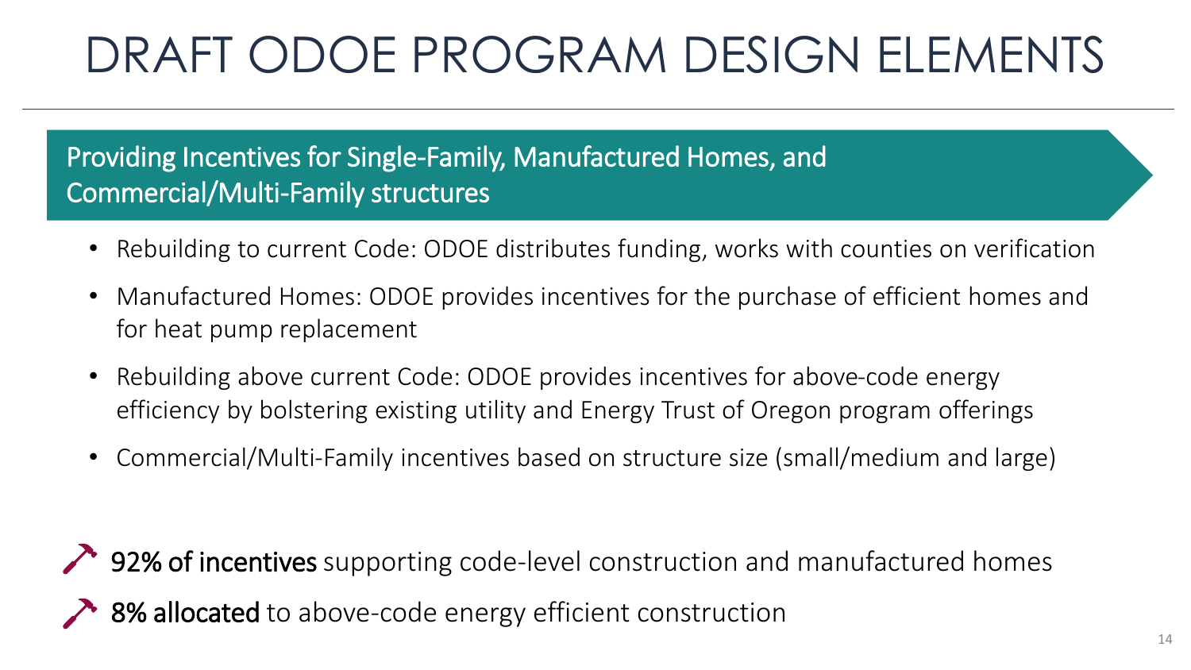# DRAFT ODOE PROGRAM DESIGN ELEMENTS

## Providing Incentives for Single-Family, Manufactured Homes, and Commercial/Multi-Family structures

- Rebuilding to current Code: ODOE distributes funding, works with counties on verification
- Manufactured Homes: ODOE provides incentives for the purchase of efficient homes and for heat pump replacement
- Rebuilding above current Code: ODOE provides incentives for above-code energy efficiency by bolstering existing utility and Energy Trust of Oregon program offerings
- Commercial/Multi-Family incentives based on structure size (small/medium and large)

**92% of incentives** supporting code-level construction and manufactured homes

**8% allocated** to above-code energy efficient construction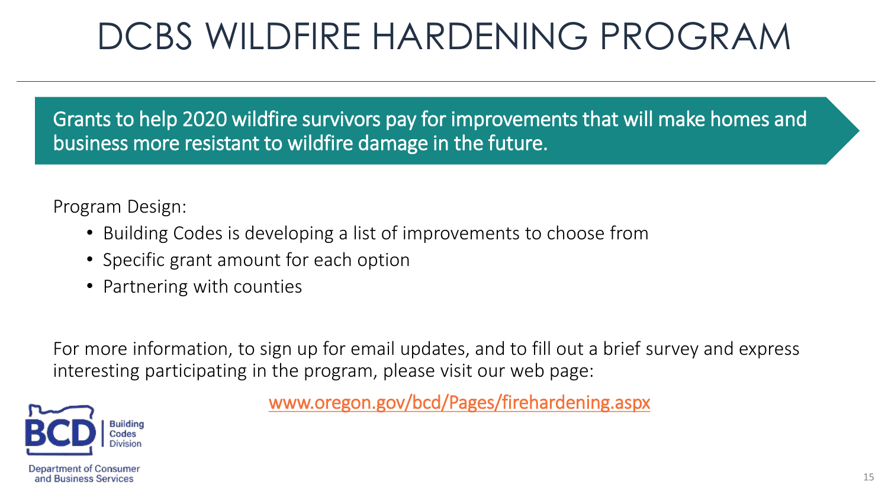# DCBS WILDFIRE HARDENING PROGRAM

Grants to help 2020 wildfire survivors pay for improvements that will make homes and business more resistant to wildfire damage in the future.

Program Design:

- Building Codes is developing a list of improvements to choose from
- Specific grant amount for each option
- Partnering with counties

For more information, to sign up for email updates, and to fill out a brief survey and express interesting participating in the program, please visit our web page:

www.oregon.gov/bcd/Pages/firehardening.aspx

Building Codes Division

Department of Consumer and Business Services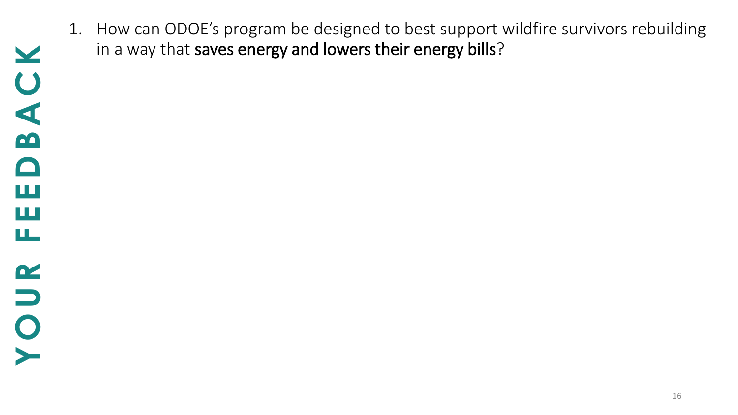# YOUR FEEDBACK

1. How can ODOE's program be designed to best support wildfire survivors rebuilding in a way that **saves energy and lowers their energy bills**?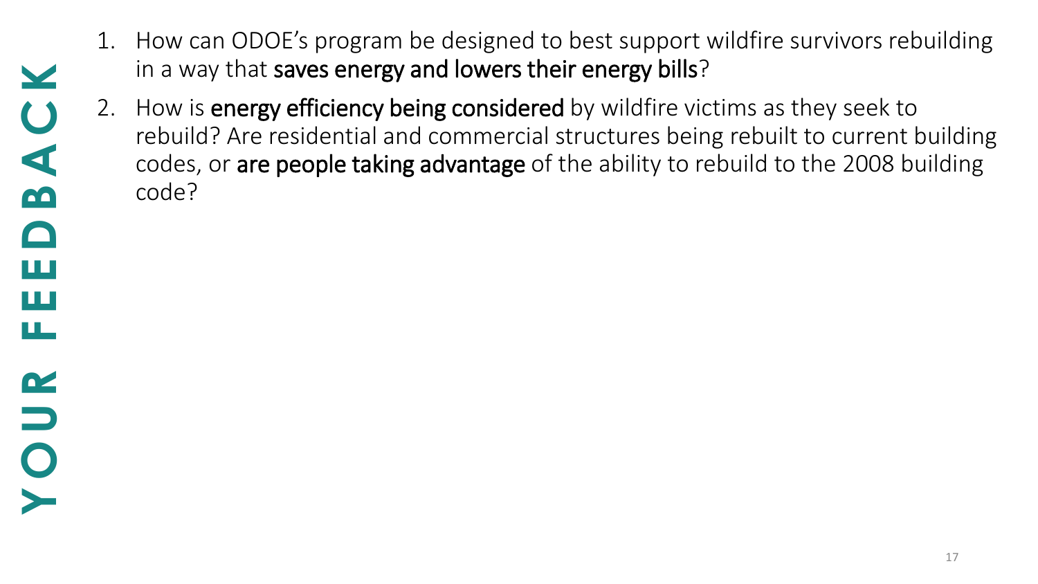# YOUR FEEDBACK

1. How can ODOE’s program be designed to best support wildfire survivors rebuilding in a way that **saves energy and lowers their energy bills**?
2. How is **energy efficiency being considered** by wildfire victims as they seek to rebuild? Are residential and commercial structures being rebuilt to current building codes, or **are people taking advantage** of the ability to rebuild to the 2008 building code?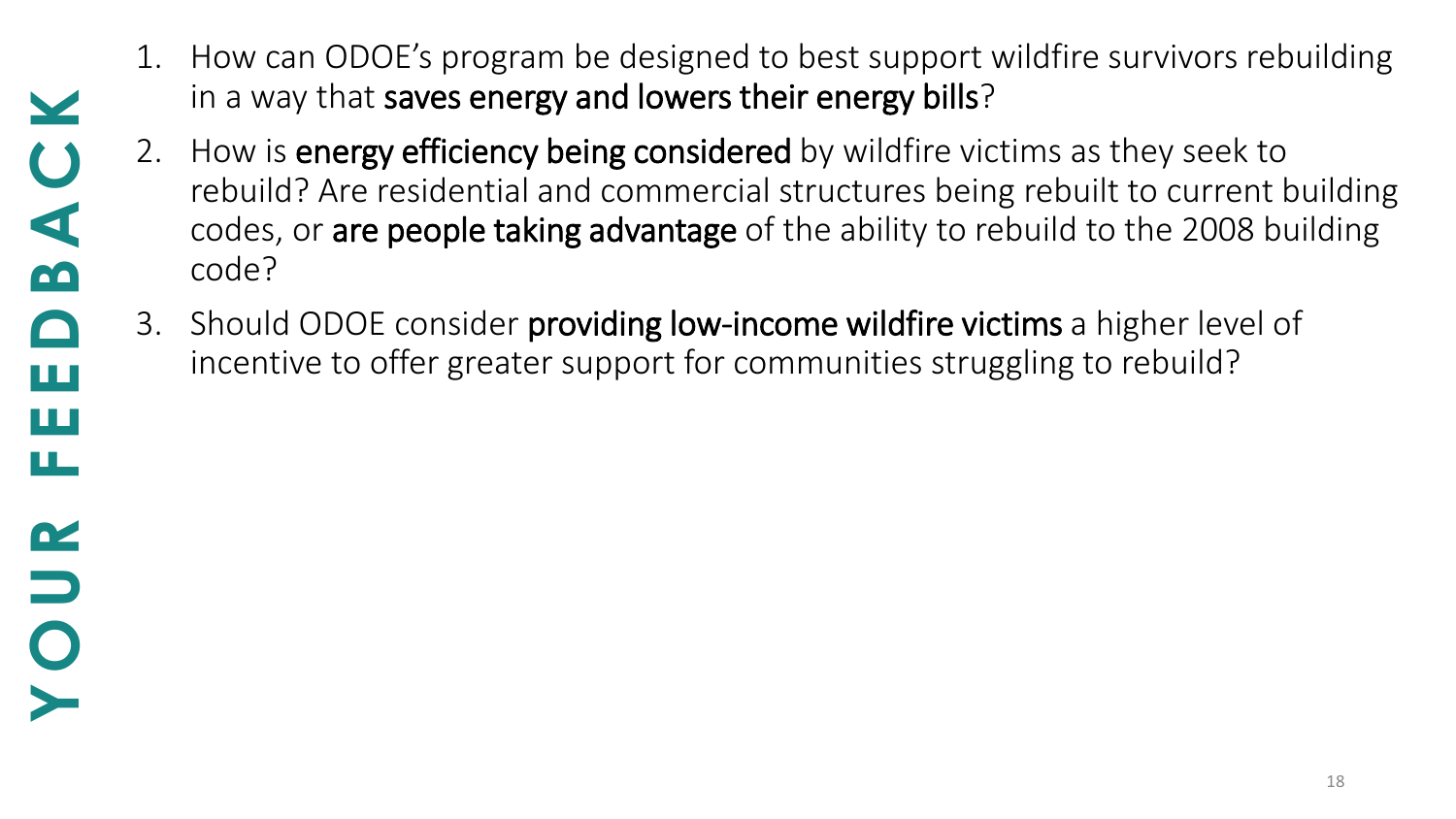# YOUR FEEDBACK

1. How can ODOE's program be designed to best support wildfire survivors rebuilding in a way that **saves energy and lowers their energy bills**?
2. How is **energy efficiency being considered** by wildfire victims as they seek to rebuild? Are residential and commercial structures being rebuilt to current building codes, or **are people taking advantage** of the ability to rebuild to the 2008 building code?
3. Should ODOE consider **providing low-income wildfire victims** a higher level of incentive to offer greater support for communities struggling to rebuild?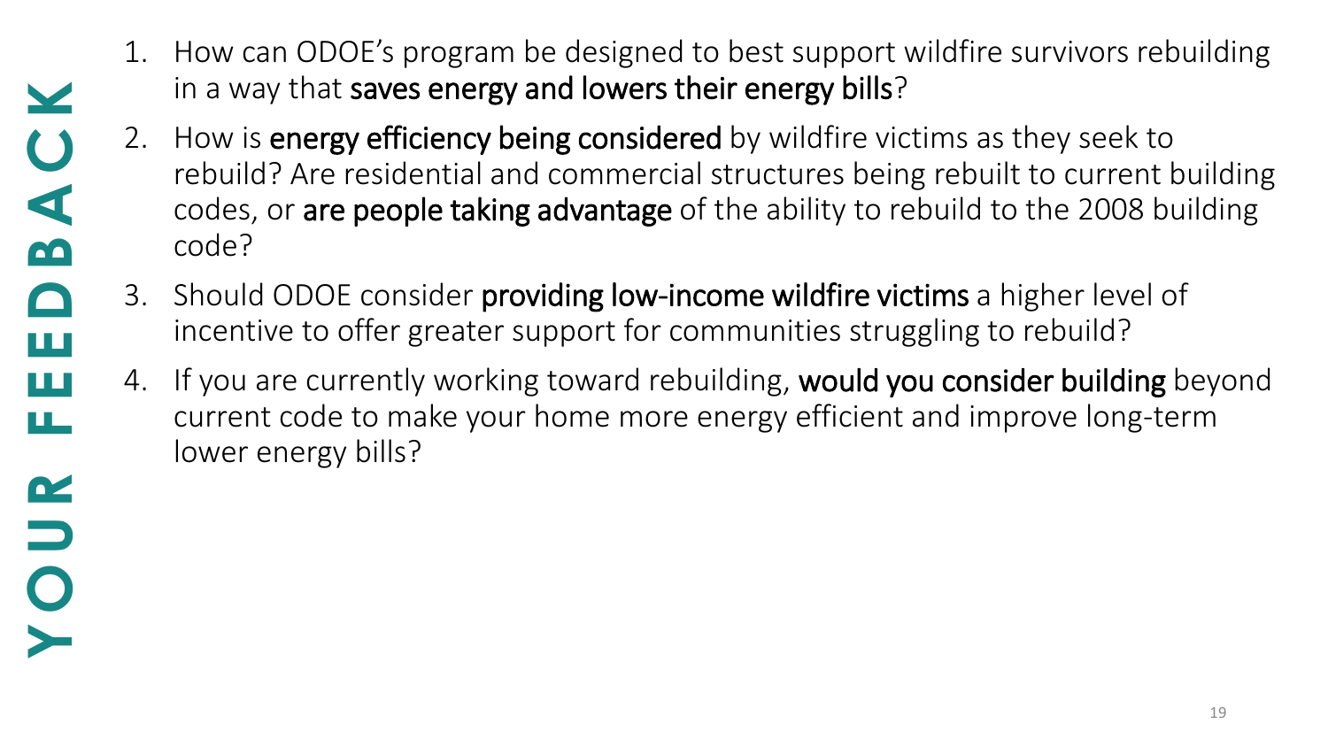# YOUR FEEDBACK

1. How can ODOE's program be designed to best support wildfire survivors rebuilding in a way that **saves energy and lowers their energy bills**?
2. How is **energy efficiency being considered** by wildfire victims as they seek to rebuild? Are residential and commercial structures being rebuilt to current building codes, or **are people taking advantage** of the ability to rebuild to the 2008 building code?
3. Should ODOE consider **providing low-income wildfire victims** a higher level of incentive to offer greater support for communities struggling to rebuild?
4. If you are currently working toward rebuilding, **would you consider building** beyond current code to make your home more energy efficient and improve long-term lower energy bills?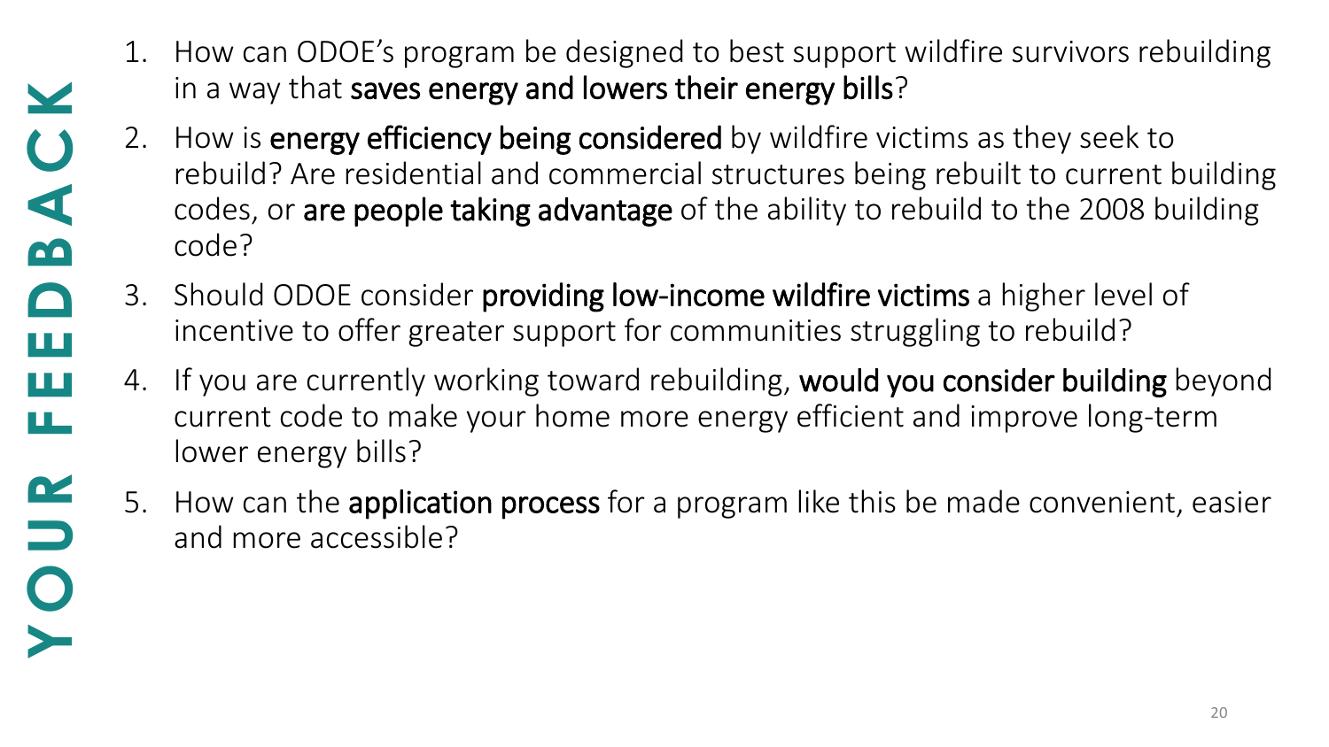# YOUR FEEDBACK

1. How can ODOE's program be designed to best support wildfire survivors rebuilding in a way that **saves energy and lowers their energy bills**?
2. How is **energy efficiency being considered** by wildfire victims as they seek to rebuild? Are residential and commercial structures being rebuilt to current building codes, or **are people taking advantage** of the ability to rebuild to the 2008 building code?
3. Should ODOE consider **providing low-income wildfire victims** a higher level of incentive to offer greater support for communities struggling to rebuild?
4. If you are currently working toward rebuilding, **would you consider building** beyond current code to make your home more energy efficient and improve long-term lower energy bills?
5. How can the **application process** for a program like this be made convenient, easier and more accessible?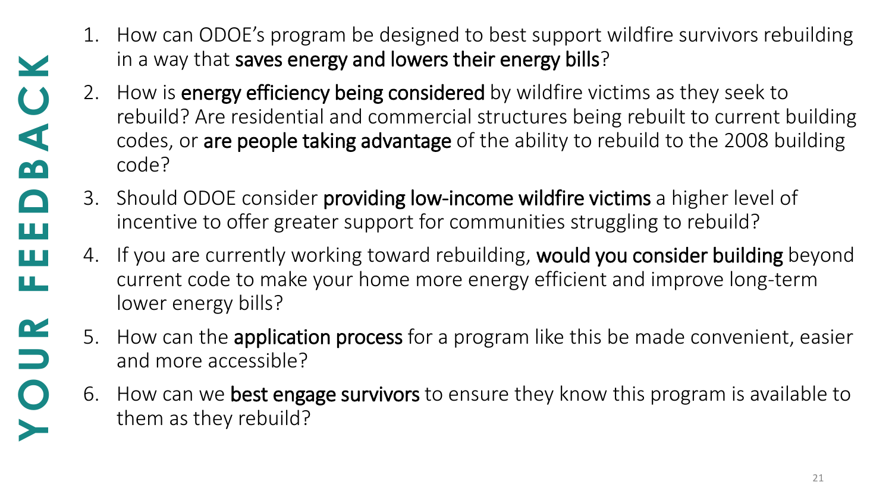# YOUR FEEDBACK

1. How can ODOE's program be designed to best support wildfire survivors rebuilding in a way that **saves energy and lowers their energy bills**?
2. How is **energy efficiency being considered** by wildfire victims as they seek to rebuild? Are residential and commercial structures being rebuilt to current building codes, or **are people taking advantage** of the ability to rebuild to the 2008 building code?
3. Should ODOE consider **providing low-income wildfire victims** a higher level of incentive to offer greater support for communities struggling to rebuild?
4. If you are currently working toward rebuilding, **would you consider building** beyond current code to make your home more energy efficient and improve long-term lower energy bills?
5. How can the **application process** for a program like this be made convenient, easier and more accessible?
6. How can we **best engage survivors** to ensure they know this program is available to them as they rebuild?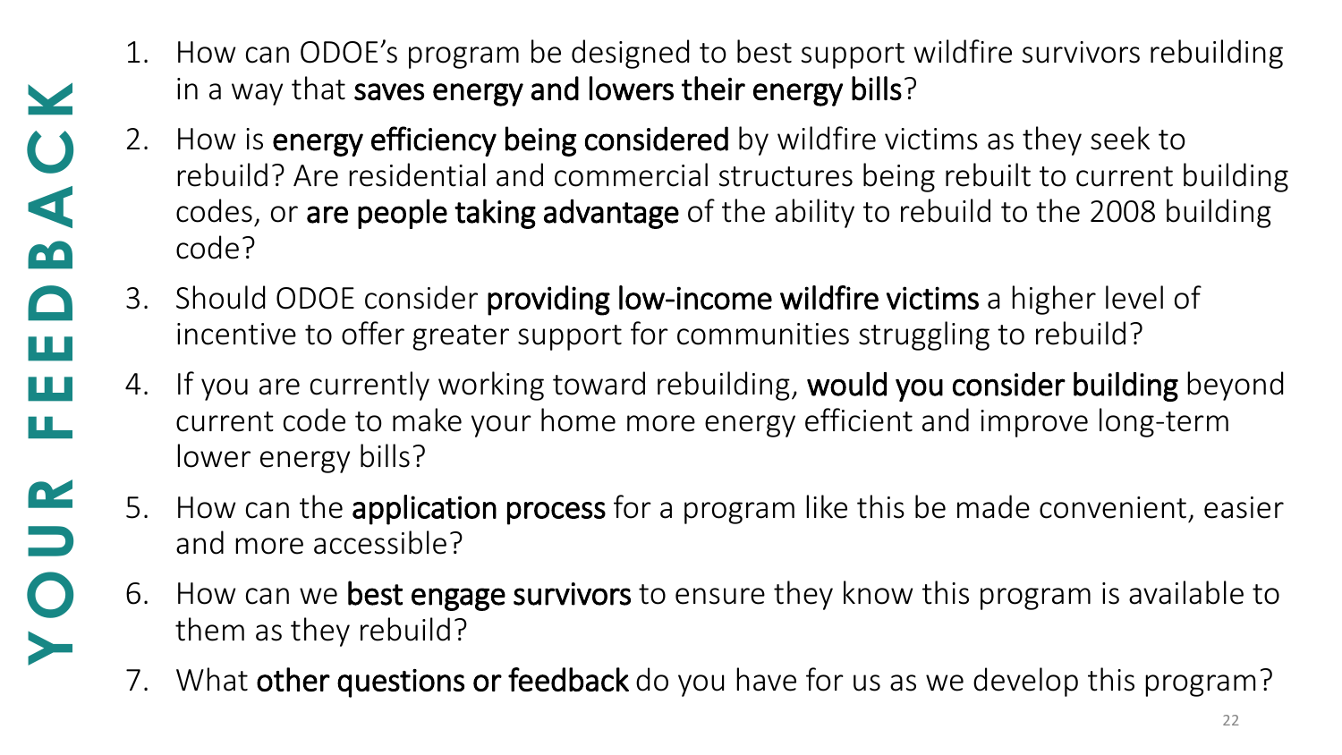# YOUR FEEDBACK

1. How can ODOE's program be designed to best support wildfire survivors rebuilding in a way that **saves energy and lowers their energy bills**?
2. How is **energy efficiency being considered** by wildfire victims as they seek to rebuild? Are residential and commercial structures being rebuilt to current building codes, or **are people taking advantage** of the ability to rebuild to the 2008 building code?
3. Should ODOE consider **providing low-income wildfire victims** a higher level of incentive to offer greater support for communities struggling to rebuild?
4. If you are currently working toward rebuilding, **would you consider building** beyond current code to make your home more energy efficient and improve long-term lower energy bills?
5. How can the **application process** for a program like this be made convenient, easier and more accessible?
6. How can we **best engage survivors** to ensure they know this program is available to them as they rebuild?
7. What **other questions or feedback** do you have for us as we develop this program?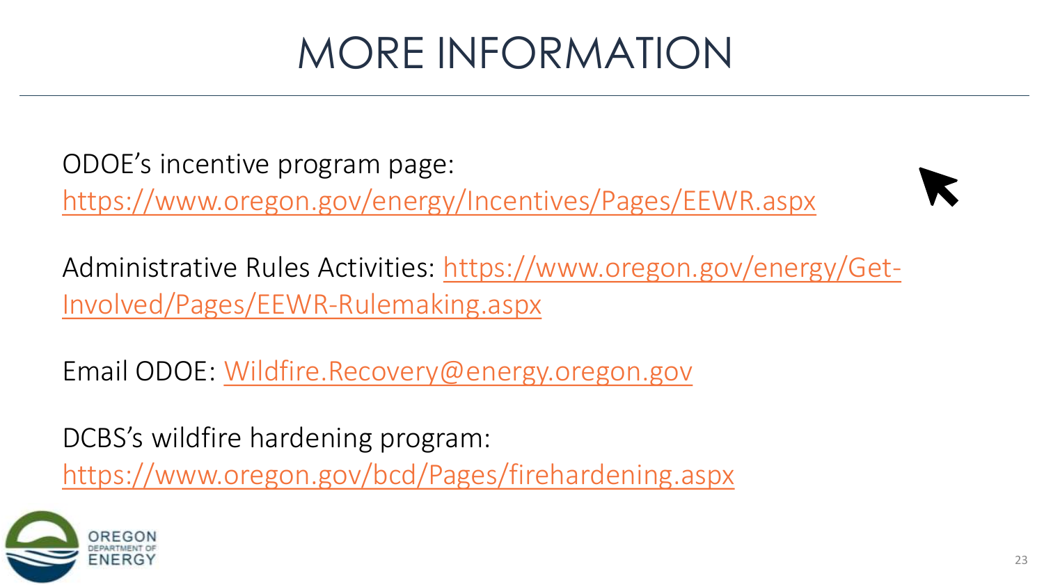# MORE INFORMATION

ODOE's incentive program page:
https://www.oregon.gov/energy/Incentives/Pages/EEWR.aspx

Administrative Rules Activities: https://www.oregon.gov/energy/Get-Involved/Pages/EEWR-Rulemaking.aspx

Email ODOE: Wildfire.Recovery@energy.oregon.gov

DCBS's wildfire hardening program:
https://www.oregon.gov/bcd/Pages/firehardening.aspx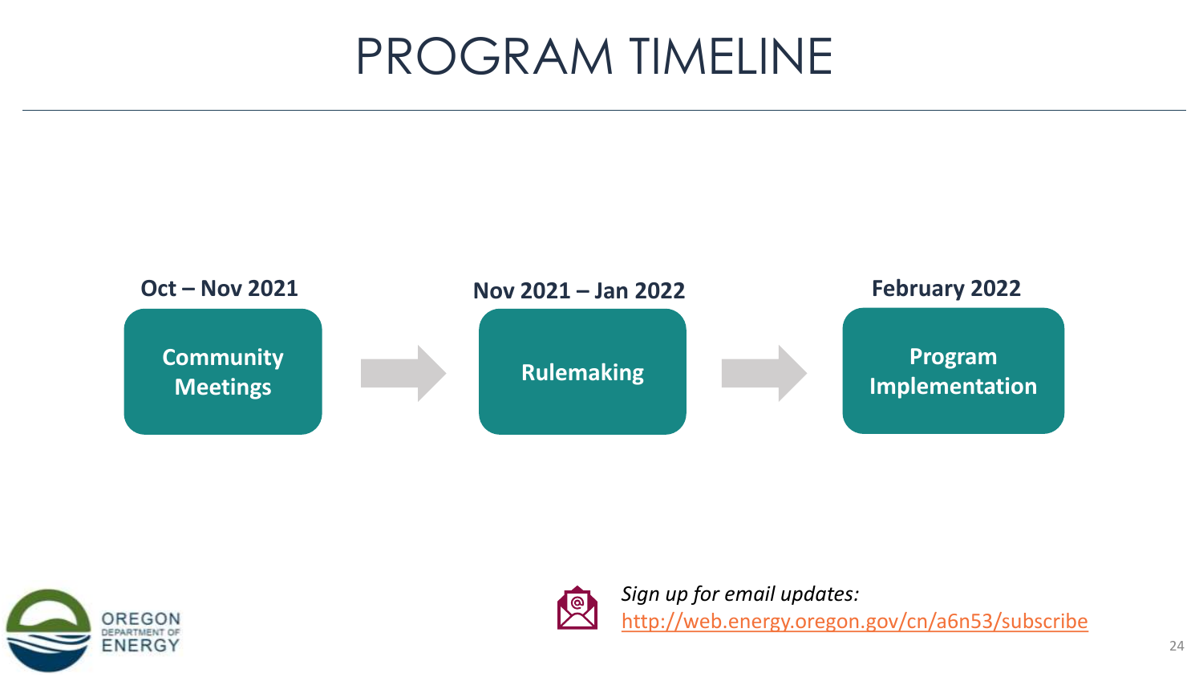# PROGRAM TIMELINE

**Oct – Nov 2021**

**Community Meetings**

**Nov 2021 – Jan 2022**

**Rulemaking**

**February 2022**

**Program Implementation**

*Sign up for email updates:*
http://web.energy.oregon.gov/cn/a6n53/subscribe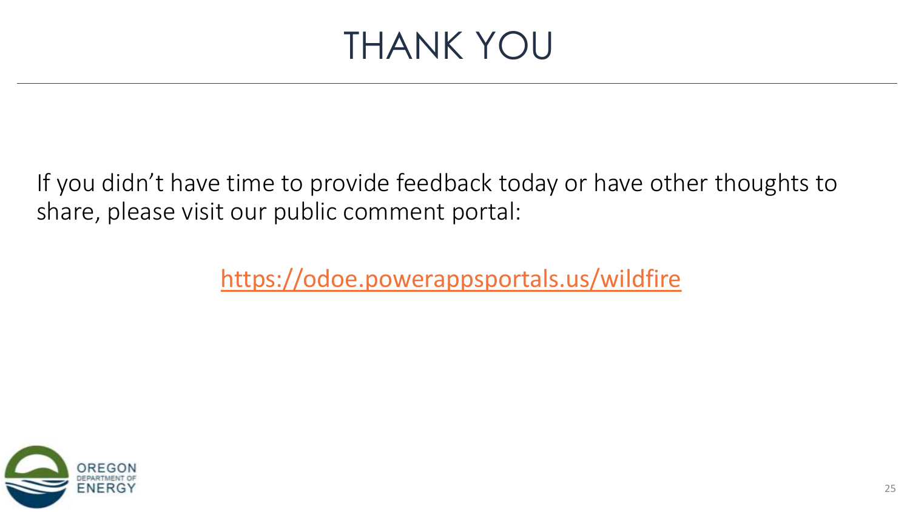# THANK YOU

If you didn’t have time to provide feedback today or have other thoughts to share, please visit our public comment portal:

https://odoe.powerappsportals.us/wildfire

OREGON
DEPARTMENT OF
ENERGY